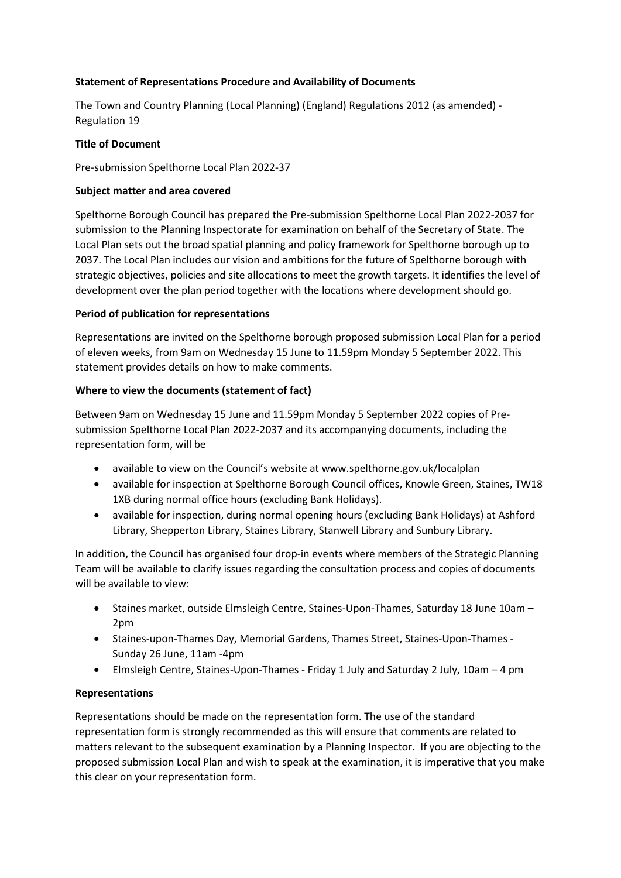**Statement of Representations Procedure and Availability of Documents**

The Town and Country Planning (Local Planning) (England) Regulations 2012 (as amended) - Regulation 19

**Title of Document**

Pre-submission Spelthorne Local Plan 2022-37

**Subject matter and area covered**

Spelthorne Borough Council has prepared the Pre-submission Spelthorne Local Plan 2022-2037 for submission to the Planning Inspectorate for examination on behalf of the Secretary of State. The Local Plan sets out the broad spatial planning and policy framework for Spelthorne borough up to 2037. The Local Plan includes our vision and ambitions for the future of Spelthorne borough with strategic objectives, policies and site allocations to meet the growth targets. It identifies the level of development over the plan period together with the locations where development should go.

**Period of publication for representations**

Representations are invited on the Spelthorne borough proposed submission Local Plan for a period of eleven weeks, from 9am on Wednesday 15 June to 11.59pm Monday 5 September 2022. This statement provides details on how to make comments.

**Where to view the documents (statement of fact)**

Between 9am on Wednesday 15 June and 11.59pm Monday 5 September 2022 copies of Pre-submission Spelthorne Local Plan 2022-2037 and its accompanying documents, including the representation form, will be

- available to view on the Council's website at www.spelthorne.gov.uk/localplan
- available for inspection at Spelthorne Borough Council offices, Knowle Green, Staines, TW18 1XB during normal office hours (excluding Bank Holidays).
- available for inspection, during normal opening hours (excluding Bank Holidays) at Ashford Library, Shepperton Library, Staines Library, Stanwell Library and Sunbury Library.

In addition, the Council has organised four drop-in events where members of the Strategic Planning Team will be available to clarify issues regarding the consultation process and copies of documents will be available to view:

- Staines market, outside Elmsleigh Centre, Staines-Upon-Thames, Saturday 18 June 10am – 2pm
- Staines-upon-Thames Day, Memorial Gardens, Thames Street, Staines-Upon-Thames - Sunday 26 June, 11am -4pm
- Elmsleigh Centre, Staines-Upon-Thames - Friday 1 July and Saturday 2 July, 10am – 4 pm

**Representations**

Representations should be made on the representation form. The use of the standard representation form is strongly recommended as this will ensure that comments are related to matters relevant to the subsequent examination by a Planning Inspector. If you are objecting to the proposed submission Local Plan and wish to speak at the examination, it is imperative that you make this clear on your representation form.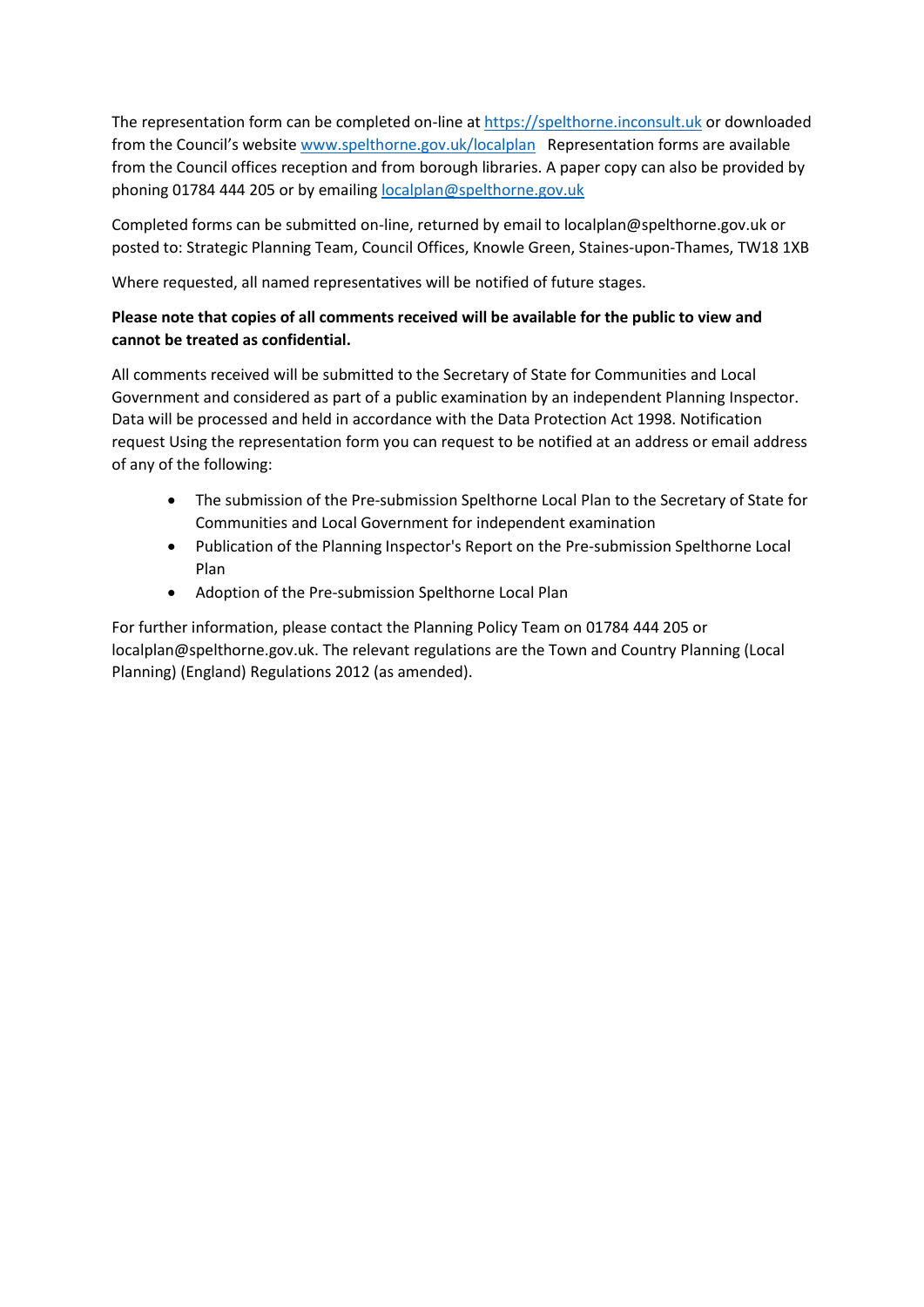The representation form can be completed on-line at https://spelthorne.inconsult.uk or downloaded from the Council's website www.spelthorne.gov.uk/localplan Representation forms are available from the Council offices reception and from borough libraries. A paper copy can also be provided by phoning 01784 444 205 or by emailing localplan@spelthorne.gov.uk

Completed forms can be submitted on-line, returned by email to localplan@spelthorne.gov.uk or posted to: Strategic Planning Team, Council Offices, Knowle Green, Staines-upon-Thames, TW18 1XB

Where requested, all named representatives will be notified of future stages.

**Please note that copies of all comments received will be available for the public to view and cannot be treated as confidential.**

All comments received will be submitted to the Secretary of State for Communities and Local Government and considered as part of a public examination by an independent Planning Inspector. Data will be processed and held in accordance with the Data Protection Act 1998. Notification request Using the representation form you can request to be notified at an address or email address of any of the following:

- The submission of the Pre-submission Spelthorne Local Plan to the Secretary of State for Communities and Local Government for independent examination
- Publication of the Planning Inspector's Report on the Pre-submission Spelthorne Local Plan
- Adoption of the Pre-submission Spelthorne Local Plan

For further information, please contact the Planning Policy Team on 01784 444 205 or localplan@spelthorne.gov.uk. The relevant regulations are the Town and Country Planning (Local Planning) (England) Regulations 2012 (as amended).